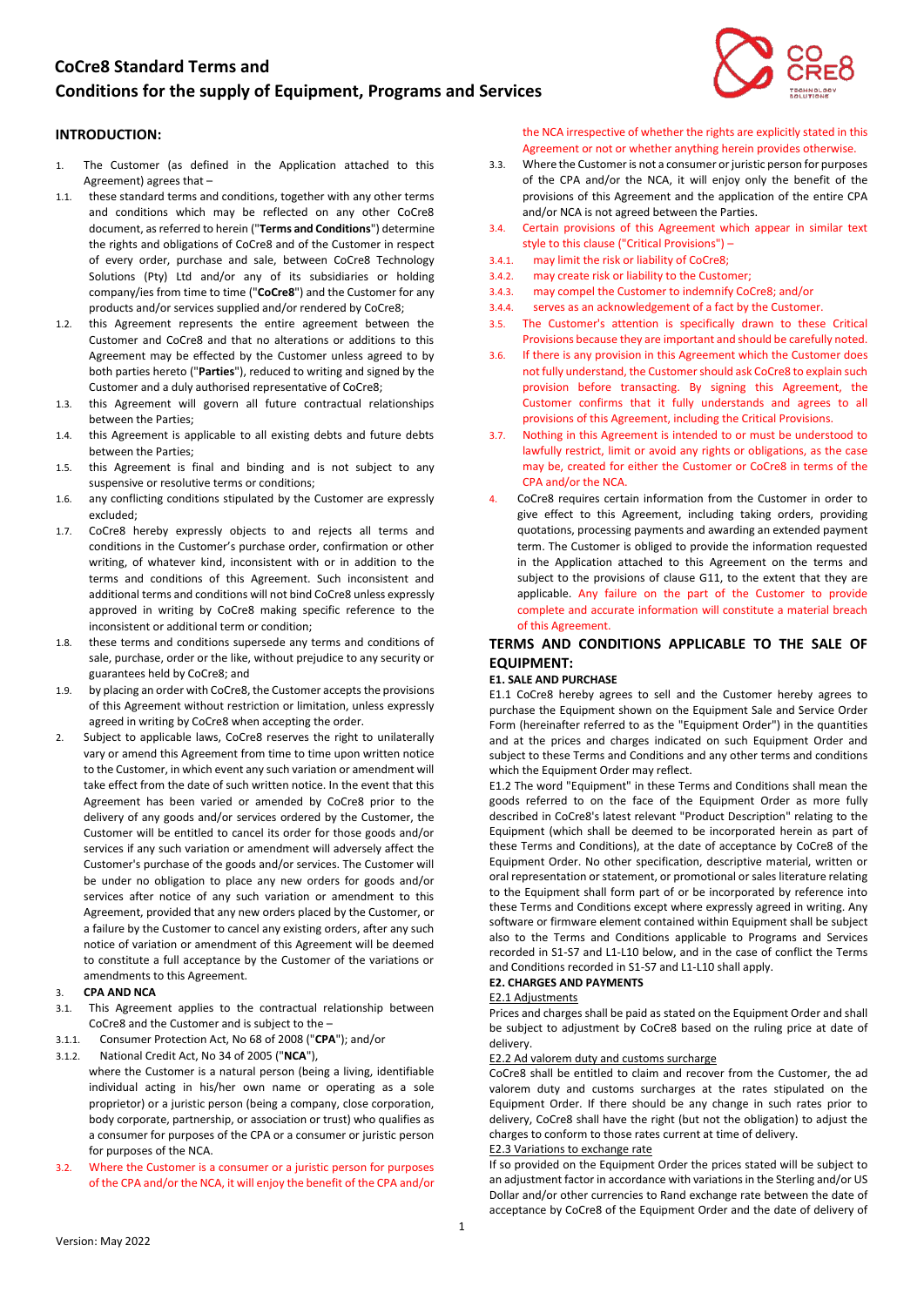# CoCre8 Standard Terms and Conditions for the supply of Equipment, Programs and Services

## INTRODUCTION:

1. The Customer (as defined in the Application attached to this Agreement) agrees that –

1.1. these standard terms and conditions, together with any other terms and conditions which may be reflected on any other CoCre8 document, as referred to herein ("**Terms and Conditions**") determine the rights and obligations of CoCre8 and of the Customer in respect of every order, purchase and sale, between CoCre8 Technology Solutions (Pty) Ltd and/or any of its subsidiaries or holding company/ies from time to time ("**CoCre8**") and the Customer for any products and/or services supplied and/or rendered by CoCre8;

1.2. this Agreement represents the entire agreement between the Customer and CoCre8 and that no alterations or additions to this Agreement may be effected by the Customer unless agreed to by both parties hereto ("**Parties**"), reduced to writing and signed by the Customer and a duly authorised representative of CoCre8;

1.3. this Agreement will govern all future contractual relationships between the Parties;

1.4. this Agreement is applicable to all existing debts and future debts between the Parties;

1.5. this Agreement is final and binding and is not subject to any suspensive or resolutive terms or conditions;

1.6. any conflicting conditions stipulated by the Customer are expressly excluded;

1.7. CoCre8 hereby expressly objects to and rejects all terms and conditions in the Customer's purchase order, confirmation or other writing, of whatever kind, inconsistent with or in addition to the terms and conditions of this Agreement. Such inconsistent and additional terms and conditions will not bind CoCre8 unless expressly approved in writing by CoCre8 making specific reference to the inconsistent or additional term or condition;

1.8. these terms and conditions supersede any terms and conditions of sale, purchase, order or the like, without prejudice to any security or guarantees held by CoCre8; and

1.9. by placing an order with CoCre8, the Customer accepts the provisions of this Agreement without restriction or limitation, unless expressly agreed in writing by CoCre8 when accepting the order.

2. Subject to applicable laws, CoCre8 reserves the right to unilaterally vary or amend this Agreement from time to time upon written notice to the Customer, in which event any such variation or amendment will take effect from the date of such written notice. In the event that this Agreement has been varied or amended by CoCre8 prior to the delivery of any goods and/or services ordered by the Customer, the Customer will be entitled to cancel its order for those goods and/or services if any such variation or amendment will adversely affect the Customer's purchase of the goods and/or services. The Customer will be under no obligation to place any new orders for goods and/or services after notice of any such variation or amendment to this Agreement, provided that any new orders placed by the Customer, or a failure by the Customer to cancel any existing orders, after any such notice of variation or amendment of this Agreement will be deemed to constitute a full acceptance by the Customer of the variations or amendments to this Agreement.

3. **CPA AND NCA**

3.1. This Agreement applies to the contractual relationship between CoCre8 and the Customer and is subject to the –

3.1.1. Consumer Protection Act, No 68 of 2008 ("**CPA**"); and/or

3.1.2. National Credit Act, No 34 of 2005 ("**NCA**"),

where the Customer is a natural person (being a living, identifiable individual acting in his/her own name or operating as a sole proprietor) or a juristic person (being a company, close corporation, body corporate, partnership, or association or trust) who qualifies as a consumer for purposes of the CPA or a consumer or juristic person for purposes of the NCA.

3.2. Where the Customer is a consumer or a juristic person for purposes of the CPA and/or the NCA, it will enjoy the benefit of the CPA and/or the NCA irrespective of whether the rights are explicitly stated in this Agreement or not or whether anything herein provides otherwise.

3.3. Where the Customer is not a consumer or juristic person for purposes of the CPA and/or the NCA, it will enjoy only the benefit of the provisions of this Agreement and the application of the entire CPA and/or NCA is not agreed between the Parties.

3.4. Certain provisions of this Agreement which appear in similar text style to this clause ("Critical Provisions") –

3.4.1. may limit the risk or liability of CoCre8;

3.4.2. may create risk or liability to the Customer;

3.4.3. may compel the Customer to indemnify CoCre8; and/or

3.4.4. serves as an acknowledgement of a fact by the Customer.

3.5. The Customer's attention is specifically drawn to these Critical Provisions because they are important and should be carefully noted.

3.6. If there is any provision in this Agreement which the Customer does not fully understand, the Customer should ask CoCre8 to explain such provision before transacting. By signing this Agreement, the Customer confirms that it fully understands and agrees to all provisions of this Agreement, including the Critical Provisions.

3.7. Nothing in this Agreement is intended to or must be understood to lawfully restrict, limit or avoid any rights or obligations, as the case may be, created for either the Customer or CoCre8 in terms of the CPA and/or the NCA.

4. CoCre8 requires certain information from the Customer in order to give effect to this Agreement, including taking orders, providing quotations, processing payments and awarding an extended payment term. The Customer is obliged to provide the information requested in the Application attached to this Agreement on the terms and subject to the provisions of clause G11, to the extent that they are applicable. Any failure on the part of the Customer to provide complete and accurate information will constitute a material breach of this Agreement.

## TERMS AND CONDITIONS APPLICABLE TO THE SALE OF EQUIPMENT:

### E1. SALE AND PURCHASE

E1.1 CoCre8 hereby agrees to sell and the Customer hereby agrees to purchase the Equipment shown on the Equipment Sale and Service Order Form (hereinafter referred to as the "Equipment Order") in the quantities and at the prices and charges indicated on such Equipment Order and subject to these Terms and Conditions and any other terms and conditions which the Equipment Order may reflect.

E1.2 The word "Equipment" in these Terms and Conditions shall mean the goods referred to on the face of the Equipment Order as more fully described in CoCre8's latest relevant "Product Description" relating to the Equipment (which shall be deemed to be incorporated herein as part of these Terms and Conditions), at the date of acceptance by CoCre8 of the Equipment Order. No other specification, descriptive material, written or oral representation or statement, or promotional or sales literature relating to the Equipment shall form part of or be incorporated by reference into these Terms and Conditions except where expressly agreed in writing. Any software or firmware element contained within Equipment shall be subject also to the Terms and Conditions applicable to Programs and Services recorded in S1-S7 and L1-L10 below, and in the case of conflict the Terms and Conditions recorded in S1-S7 and L1-L10 shall apply.

### E2. CHARGES AND PAYMENTS

E2.1 Adjustments

Prices and charges shall be paid as stated on the Equipment Order and shall be subject to adjustment by CoCre8 based on the ruling price at date of delivery.

E2.2 Ad valorem duty and customs surcharge

CoCre8 shall be entitled to claim and recover from the Customer, the ad valorem duty and customs surcharges at the rates stipulated on the Equipment Order. If there should be any change in such rates prior to delivery, CoCre8 shall have the right (but not the obligation) to adjust the charges to conform to those rates current at time of delivery.

E2.3 Variations to exchange rate

If so provided on the Equipment Order the prices stated will be subject to an adjustment factor in accordance with variations in the Sterling and/or US Dollar and/or other currencies to Rand exchange rate between the date of acceptance by CoCre8 of the Equipment Order and the date of delivery of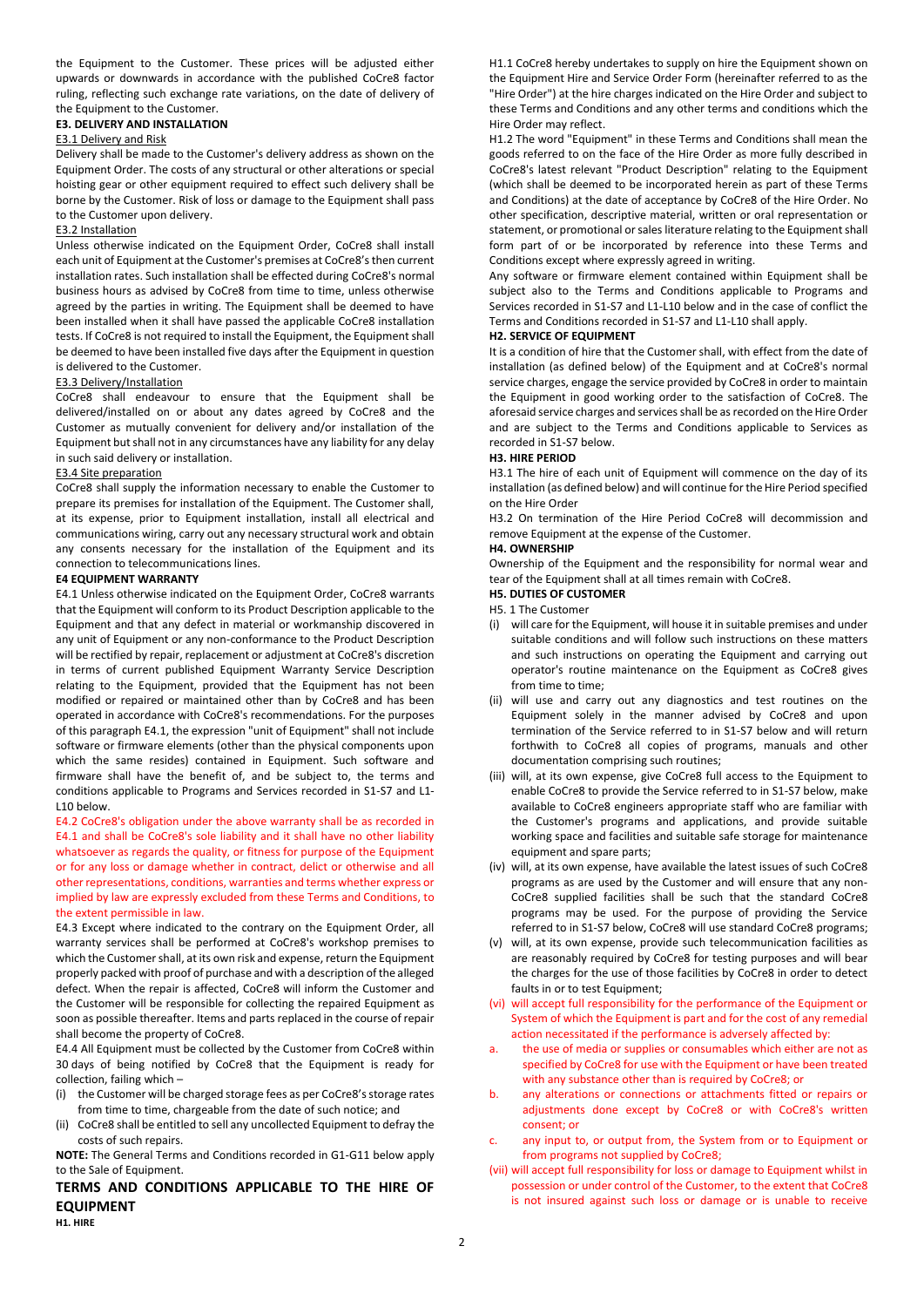the Equipment to the Customer. These prices will be adjusted either upwards or downwards in accordance with the published CoCre8 factor ruling, reflecting such exchange rate variations, on the date of delivery of the Equipment to the Customer.

**E3. DELIVERY AND INSTALLATION**

E3.1 Delivery and Risk

Delivery shall be made to the Customer's delivery address as shown on the Equipment Order. The costs of any structural or other alterations or special hoisting gear or other equipment required to effect such delivery shall be borne by the Customer. Risk of loss or damage to the Equipment shall pass to the Customer upon delivery.

E3.2 Installation

Unless otherwise indicated on the Equipment Order, CoCre8 shall install each unit of Equipment at the Customer's premises at CoCre8's then current installation rates. Such installation shall be effected during CoCre8's normal business hours as advised by CoCre8 from time to time, unless otherwise agreed by the parties in writing. The Equipment shall be deemed to have been installed when it shall have passed the applicable CoCre8 installation tests. If CoCre8 is not required to install the Equipment, the Equipment shall be deemed to have been installed five days after the Equipment in question is delivered to the Customer.

E3.3 Delivery/Installation

CoCre8 shall endeavour to ensure that the Equipment shall be delivered/installed on or about any dates agreed by CoCre8 and the Customer as mutually convenient for delivery and/or installation of the Equipment but shall not in any circumstances have any liability for any delay in such said delivery or installation.

E3.4 Site preparation

CoCre8 shall supply the information necessary to enable the Customer to prepare its premises for installation of the Equipment. The Customer shall, at its expense, prior to Equipment installation, install all electrical and communications wiring, carry out any necessary structural work and obtain any consents necessary for the installation of the Equipment and its connection to telecommunications lines.

**E4 EQUIPMENT WARRANTY**

E4.1 Unless otherwise indicated on the Equipment Order, CoCre8 warrants that the Equipment will conform to its Product Description applicable to the Equipment and that any defect in material or workmanship discovered in any unit of Equipment or any non-conformance to the Product Description will be rectified by repair, replacement or adjustment at CoCre8's discretion in terms of current published Equipment Warranty Service Description relating to the Equipment, provided that the Equipment has not been modified or repaired or maintained other than by CoCre8 and has been operated in accordance with CoCre8's recommendations. For the purposes of this paragraph E4.1, the expression "unit of Equipment" shall not include software or firmware elements (other than the physical components upon which the same resides) contained in Equipment. Such software and firmware shall have the benefit of, and be subject to, the terms and conditions applicable to Programs and Services recorded in S1-S7 and L1-L10 below.

E4.2 CoCre8's obligation under the above warranty shall be as recorded in E4.1 and shall be CoCre8's sole liability and it shall have no other liability whatsoever as regards the quality, or fitness for purpose of the Equipment or for any loss or damage whether in contract, delict or otherwise and all other representations, conditions, warranties and terms whether express or implied by law are expressly excluded from these Terms and Conditions, to the extent permissible in law.

E4.3 Except where indicated to the contrary on the Equipment Order, all warranty services shall be performed at CoCre8's workshop premises to which the Customer shall, at its own risk and expense, return the Equipment properly packed with proof of purchase and with a description of the alleged defect. When the repair is affected, CoCre8 will inform the Customer and the Customer will be responsible for collecting the repaired Equipment as soon as possible thereafter. Items and parts replaced in the course of repair shall become the property of CoCre8.

E4.4 All Equipment must be collected by the Customer from CoCre8 within 30 days of being notified by CoCre8 that the Equipment is ready for collection, failing which –

(i) the Customer will be charged storage fees as per CoCre8's storage rates from time to time, chargeable from the date of such notice; and
(ii) CoCre8 shall be entitled to sell any uncollected Equipment to defray the costs of such repairs.

**NOTE:** The General Terms and Conditions recorded in G1-G11 below apply to the Sale of Equipment.

## TERMS AND CONDITIONS APPLICABLE TO THE HIRE OF EQUIPMENT

**H1. HIRE**

H1.1 CoCre8 hereby undertakes to supply on hire the Equipment shown on the Equipment Hire and Service Order Form (hereinafter referred to as the "Hire Order") at the hire charges indicated on the Hire Order and subject to these Terms and Conditions and any other terms and conditions which the Hire Order may reflect.

H1.2 The word "Equipment" in these Terms and Conditions shall mean the goods referred to on the face of the Hire Order as more fully described in CoCre8's latest relevant "Product Description" relating to the Equipment (which shall be deemed to be incorporated herein as part of these Terms and Conditions) at the date of acceptance by CoCre8 of the Hire Order. No other specification, descriptive material, written or oral representation or statement, or promotional or sales literature relating to the Equipment shall form part of or be incorporated by reference into these Terms and Conditions except where expressly agreed in writing.

Any software or firmware element contained within Equipment shall be subject also to the Terms and Conditions applicable to Programs and Services recorded in S1-S7 and L1-L10 below and in the case of conflict the Terms and Conditions recorded in S1-S7 and L1-L10 shall apply.

**H2. SERVICE OF EQUIPMENT**

It is a condition of hire that the Customer shall, with effect from the date of installation (as defined below) of the Equipment and at CoCre8's normal service charges, engage the service provided by CoCre8 in order to maintain the Equipment in good working order to the satisfaction of CoCre8. The aforesaid service charges and services shall be as recorded on the Hire Order and are subject to the Terms and Conditions applicable to Services as recorded in S1-S7 below.

**H3. HIRE PERIOD**

H3.1 The hire of each unit of Equipment will commence on the day of its installation (as defined below) and will continue for the Hire Period specified on the Hire Order

H3.2 On termination of the Hire Period CoCre8 will decommission and remove Equipment at the expense of the Customer.

**H4. OWNERSHIP**

Ownership of the Equipment and the responsibility for normal wear and tear of the Equipment shall at all times remain with CoCre8.

**H5. DUTIES OF CUSTOMER**

H5. 1 The Customer

(i) will care for the Equipment, will house it in suitable premises and under suitable conditions and will follow such instructions on these matters and such instructions on operating the Equipment and carrying out operator's routine maintenance on the Equipment as CoCre8 gives from time to time;
(ii) will use and carry out any diagnostics and test routines on the Equipment solely in the manner advised by CoCre8 and upon termination of the Service referred to in S1-S7 below and will return forthwith to CoCre8 all copies of programs, manuals and other documentation comprising such routines;
(iii) will, at its own expense, give CoCre8 full access to the Equipment to enable CoCre8 to provide the Service referred to in S1-S7 below, make available to CoCre8 engineers appropriate staff who are familiar with the Customer's programs and applications, and provide suitable working space and facilities and suitable safe storage for maintenance equipment and spare parts;
(iv) will, at its own expense, have available the latest issues of such CoCre8 programs as are used by the Customer and will ensure that any non-CoCre8 supplied facilities shall be such that the standard CoCre8 programs may be used. For the purpose of providing the Service referred to in S1-S7 below, CoCre8 will use standard CoCre8 programs;
(v) will, at its own expense, provide such telecommunication facilities as are reasonably required by CoCre8 for testing purposes and will bear the charges for the use of those facilities by CoCre8 in order to detect faults in or to test Equipment;
(vi) will accept full responsibility for the performance of the Equipment or System of which the Equipment is part and for the cost of any remedial action necessitated if the performance is adversely affected by:
   a. the use of media or supplies or consumables which either are not as specified by CoCre8 for use with the Equipment or have been treated with any substance other than is required by CoCre8; or
   b. any alterations or connections or attachments fitted or repairs or adjustments done except by CoCre8 or with CoCre8's written consent; or
   c. any input to, or output from, the System from or to Equipment or from programs not supplied by CoCre8;
(vii) will accept full responsibility for loss or damage to Equipment whilst in possession or under control of the Customer, to the extent that CoCre8 is not insured against such loss or damage or is unable to receive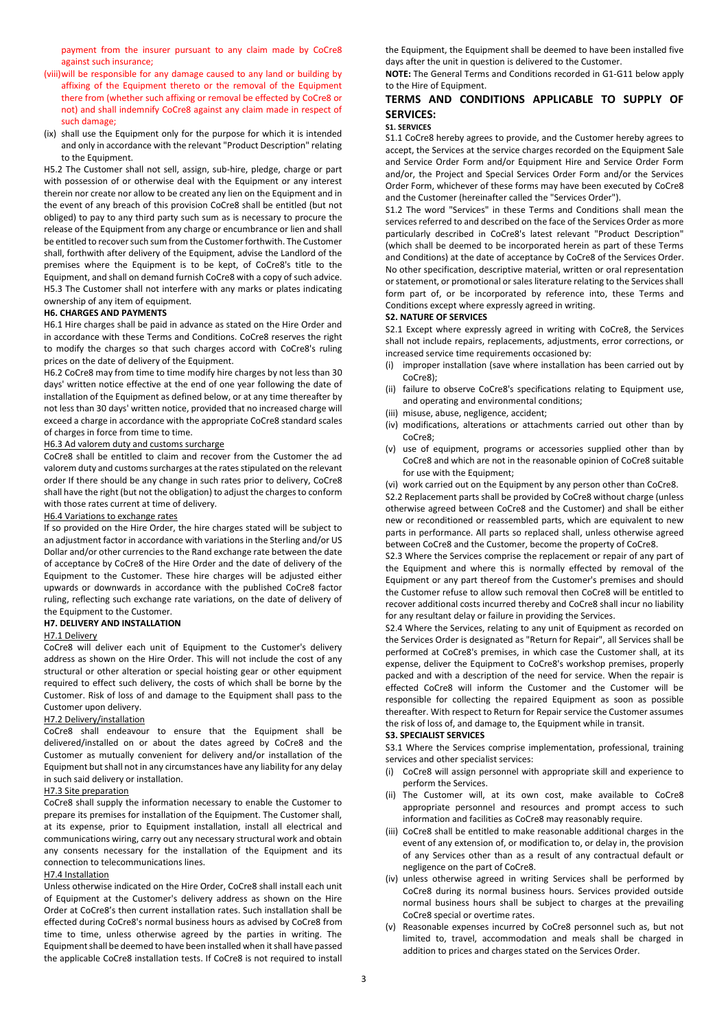payment from the insurer pursuant to any claim made by CoCre8 against such insurance;

(viii) will be responsible for any damage caused to any land or building by affixing of the Equipment thereto or the removal of the Equipment there from (whether such affixing or removal be effected by CoCre8 or not) and shall indemnify CoCre8 against any claim made in respect of such damage;

(ix) shall use the Equipment only for the purpose for which it is intended and only in accordance with the relevant "Product Description" relating to the Equipment.

H5.2 The Customer shall not sell, assign, sub-hire, pledge, charge or part with possession of or otherwise deal with the Equipment or any interest therein nor create nor allow to be created any lien on the Equipment and in the event of any breach of this provision CoCre8 shall be entitled (but not obliged) to pay to any third party such sum as is necessary to procure the release of the Equipment from any charge or encumbrance or lien and shall be entitled to recover such sum from the Customer forthwith. The Customer shall, forthwith after delivery of the Equipment, advise the Landlord of the premises where the Equipment is to be kept, of CoCre8's title to the Equipment, and shall on demand furnish CoCre8 with a copy of such advice.

H5.3 The Customer shall not interfere with any marks or plates indicating ownership of any item of equipment.

**H6. CHARGES AND PAYMENTS**

H6.1 Hire charges shall be paid in advance as stated on the Hire Order and in accordance with these Terms and Conditions. CoCre8 reserves the right to modify the charges so that such charges accord with CoCre8's ruling prices on the date of delivery of the Equipment.

H6.2 CoCre8 may from time to time modify hire charges by not less than 30 days' written notice effective at the end of one year following the date of installation of the Equipment as defined below, or at any time thereafter by not less than 30 days' written notice, provided that no increased charge will exceed a charge in accordance with the appropriate CoCre8 standard scales of charges in force from time to time.

H6.3 Ad valorem duty and customs surcharge

CoCre8 shall be entitled to claim and recover from the Customer the ad valorem duty and customs surcharges at the rates stipulated on the relevant order If there should be any change in such rates prior to delivery, CoCre8 shall have the right (but not the obligation) to adjust the charges to conform with those rates current at time of delivery.

H6.4 Variations to exchange rates

If so provided on the Hire Order, the hire charges stated will be subject to an adjustment factor in accordance with variations in the Sterling and/or US Dollar and/or other currencies to the Rand exchange rate between the date of acceptance by CoCre8 of the Hire Order and the date of delivery of the Equipment to the Customer. These hire charges will be adjusted either upwards or downwards in accordance with the published CoCre8 factor ruling, reflecting such exchange rate variations, on the date of delivery of the Equipment to the Customer.

**H7. DELIVERY AND INSTALLATION**

H7.1 Delivery

CoCre8 will deliver each unit of Equipment to the Customer's delivery address as shown on the Hire Order. This will not include the cost of any structural or other alteration or special hoisting gear or other equipment required to effect such delivery, the costs of which shall be borne by the Customer. Risk of loss of and damage to the Equipment shall pass to the Customer upon delivery.

H7.2 Delivery/installation

CoCre8 shall endeavour to ensure that the Equipment shall be delivered/installed on or about the dates agreed by CoCre8 and the Customer as mutually convenient for delivery and/or installation of the Equipment but shall not in any circumstances have any liability for any delay in such said delivery or installation.

H7.3 Site preparation

CoCre8 shall supply the information necessary to enable the Customer to prepare its premises for installation of the Equipment. The Customer shall, at its expense, prior to Equipment installation, install all electrical and communications wiring, carry out any necessary structural work and obtain any consents necessary for the installation of the Equipment and its connection to telecommunications lines.

H7.4 Installation

Unless otherwise indicated on the Hire Order, CoCre8 shall install each unit of Equipment at the Customer's delivery address as shown on the Hire Order at CoCre8's then current installation rates. Such installation shall be effected during CoCre8's normal business hours as advised by CoCre8 from time to time, unless otherwise agreed by the parties in writing. The Equipment shall be deemed to have been installed when it shall have passed the applicable CoCre8 installation tests. If CoCre8 is not required to install the Equipment, the Equipment shall be deemed to have been installed five days after the unit in question is delivered to the Customer.

**NOTE:** The General Terms and Conditions recorded in G1-G11 below apply to the Hire of Equipment.

## TERMS AND CONDITIONS APPLICABLE TO SUPPLY OF SERVICES:

**S1. SERVICES**

S1.1 CoCre8 hereby agrees to provide, and the Customer hereby agrees to accept, the Services at the service charges recorded on the Equipment Sale and Service Order Form and/or Equipment Hire and Service Order Form and/or, the Project and Special Services Order Form and/or the Services Order Form, whichever of these forms may have been executed by CoCre8 and the Customer (hereinafter called the "Services Order").

S1.2 The word "Services" in these Terms and Conditions shall mean the services referred to and described on the face of the Services Order as more particularly described in CoCre8's latest relevant "Product Description" (which shall be deemed to be incorporated herein as part of these Terms and Conditions) at the date of acceptance by CoCre8 of the Services Order. No other specification, descriptive material, written or oral representation or statement, or promotional or sales literature relating to the Services shall form part of, or be incorporated by reference into, these Terms and Conditions except where expressly agreed in writing.

**S2. NATURE OF SERVICES**

S2.1 Except where expressly agreed in writing with CoCre8, the Services shall not include repairs, replacements, adjustments, error corrections, or increased service time requirements occasioned by:

(i) improper installation (save where installation has been carried out by CoCre8);

(ii) failure to observe CoCre8's specifications relating to Equipment use, and operating and environmental conditions;

(iii) misuse, abuse, negligence, accident;

(iv) modifications, alterations or attachments carried out other than by CoCre8;

(v) use of equipment, programs or accessories supplied other than by CoCre8 and which are not in the reasonable opinion of CoCre8 suitable for use with the Equipment;

(vi) work carried out on the Equipment by any person other than CoCre8.

S2.2 Replacement parts shall be provided by CoCre8 without charge (unless otherwise agreed between CoCre8 and the Customer) and shall be either new or reconditioned or reassembled parts, which are equivalent to new parts in performance. All parts so replaced shall, unless otherwise agreed between CoCre8 and the Customer, become the property of CoCre8.

S2.3 Where the Services comprise the replacement or repair of any part of the Equipment and where this is normally effected by removal of the Equipment or any part thereof from the Customer's premises and should the Customer refuse to allow such removal then CoCre8 will be entitled to recover additional costs incurred thereby and CoCre8 shall incur no liability for any resultant delay or failure in providing the Services.

S2.4 Where the Services, relating to any unit of Equipment as recorded on the Services Order is designated as "Return for Repair", all Services shall be performed at CoCre8's premises, in which case the Customer shall, at its expense, deliver the Equipment to CoCre8's workshop premises, properly packed and with a description of the need for service. When the repair is effected CoCre8 will inform the Customer and the Customer will be responsible for collecting the repaired Equipment as soon as possible thereafter. With respect to Return for Repair service the Customer assumes the risk of loss of, and damage to, the Equipment while in transit.

**S3. SPECIALIST SERVICES**

S3.1 Where the Services comprise implementation, professional, training services and other specialist services:

(i) CoCre8 will assign personnel with appropriate skill and experience to perform the Services.

(ii) The Customer will, at its own cost, make available to CoCre8 appropriate personnel and resources and prompt access to such information and facilities as CoCre8 may reasonably require.

(iii) CoCre8 shall be entitled to make reasonable additional charges in the event of any extension of, or modification to, or delay in, the provision of any Services other than as a result of any contractual default or negligence on the part of CoCre8.

(iv) unless otherwise agreed in writing Services shall be performed by CoCre8 during its normal business hours. Services provided outside normal business hours shall be subject to charges at the prevailing CoCre8 special or overtime rates.

(v) Reasonable expenses incurred by CoCre8 personnel such as, but not limited to, travel, accommodation and meals shall be charged in addition to prices and charges stated on the Services Order.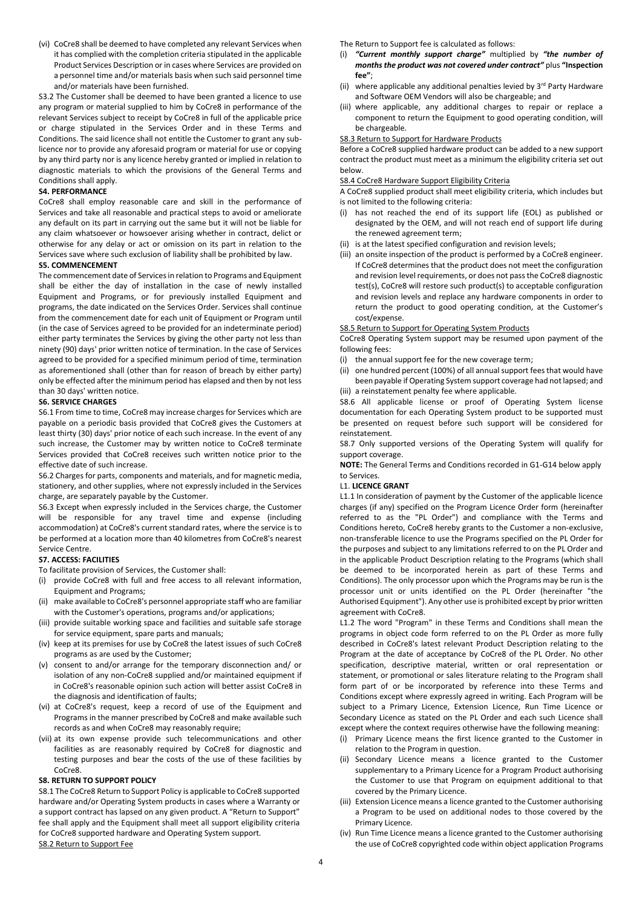(vi) CoCre8 shall be deemed to have completed any relevant Services when it has complied with the completion criteria stipulated in the applicable Product Services Description or in cases where Services are provided on a personnel time and/or materials basis when such said personnel time and/or materials have been furnished.

S3.2 The Customer shall be deemed to have been granted a licence to use any program or material supplied to him by CoCre8 in performance of the relevant Services subject to receipt by CoCre8 in full of the applicable price or charge stipulated in the Services Order and in these Terms and Conditions. The said licence shall not entitle the Customer to grant any sub-licence nor to provide any aforesaid program or material for use or copying by any third party nor is any licence hereby granted or implied in relation to diagnostic materials to which the provisions of the General Terms and Conditions shall apply.

**S4. PERFORMANCE**

CoCre8 shall employ reasonable care and skill in the performance of Services and take all reasonable and practical steps to avoid or ameliorate any default on its part in carrying out the same but it will not be liable for any claim whatsoever or howsoever arising whether in contract, delict or otherwise for any delay or act or omission on its part in relation to the Services save where such exclusion of liability shall be prohibited by law.

**S5. COMMENCEMENT**

The commencement date of Services in relation to Programs and Equipment shall be either the day of installation in the case of newly installed Equipment and Programs, or for previously installed Equipment and programs, the date indicated on the Services Order. Services shall continue from the commencement date for each unit of Equipment or Program until (in the case of Services agreed to be provided for an indeterminate period) either party terminates the Services by giving the other party not less than ninety (90) days' prior written notice of termination. In the case of Services agreed to be provided for a specified minimum period of time, termination as aforementioned shall (other than for reason of breach by either party) only be effected after the minimum period has elapsed and then by not less than 30 days' written notice.

**S6. SERVICE CHARGES**

S6.1 From time to time, CoCre8 may increase charges for Services which are payable on a periodic basis provided that CoCre8 gives the Customers at least thirty (30) days' prior notice of each such increase. In the event of any such increase, the Customer may by written notice to CoCre8 terminate Services provided that CoCre8 receives such written notice prior to the effective date of such increase.

S6.2 Charges for parts, components and materials, and for magnetic media, stationery, and other supplies, where not expressly included in the Services charge, are separately payable by the Customer.

S6.3 Except when expressly included in the Services charge, the Customer will be responsible for any travel time and expense (including accommodation) at CoCre8's current standard rates, where the service is to be performed at a location more than 40 kilometres from CoCre8's nearest Service Centre.

**S7. ACCESS: FACILITIES**

To facilitate provision of Services, the Customer shall:

(i) provide CoCre8 with full and free access to all relevant information, Equipment and Programs;
(ii) make available to CoCre8's personnel appropriate staff who are familiar with the Customer's operations, programs and/or applications;
(iii) provide suitable working space and facilities and suitable safe storage for service equipment, spare parts and manuals;
(iv) keep at its premises for use by CoCre8 the latest issues of such CoCre8 programs as are used by the Customer;
(v) consent to and/or arrange for the temporary disconnection and/ or isolation of any non-CoCre8 supplied and/or maintained equipment if in CoCre8's reasonable opinion such action will better assist CoCre8 in the diagnosis and identification of faults;
(vi) at CoCre8's request, keep a record of use of the Equipment and Programs in the manner prescribed by CoCre8 and make available such records as and when CoCre8 may reasonably require;
(vii) at its own expense provide such telecommunications and other facilities as are reasonably required by CoCre8 for diagnostic and testing purposes and bear the costs of the use of these facilities by CoCre8.

**S8. RETURN TO SUPPORT POLICY**

S8.1 The CoCre8 Return to Support Policy is applicable to CoCre8 supported hardware and/or Operating System products in cases where a Warranty or a support contract has lapsed on any given product. A "Return to Support" fee shall apply and the Equipment shall meet all support eligibility criteria for CoCre8 supported hardware and Operating System support.

S8.2 Return to Support Fee

The Return to Support fee is calculated as follows:

(i) ***"Current monthly support charge"*** multiplied by ***"the number of months the product was not covered under contract"*** plus **"Inspection fee"**;
(ii) where applicable any additional penalties levied by 3rd Party Hardware and Software OEM Vendors will also be chargeable; and
(iii) where applicable, any additional charges to repair or replace a component to return the Equipment to good operating condition, will be chargeable.

S8.3 Return to Support for Hardware Products

Before a CoCre8 supplied hardware product can be added to a new support contract the product must meet as a minimum the eligibility criteria set out below.

S8.4 CoCre8 Hardware Support Eligibility Criteria

A CoCre8 supplied product shall meet eligibility criteria, which includes but is not limited to the following criteria:

(i) has not reached the end of its support life (EOL) as published or designated by the OEM, and will not reach end of support life during the renewed agreement term;
(ii) is at the latest specified configuration and revision levels;
(iii) an onsite inspection of the product is performed by a CoCre8 engineer. If CoCre8 determines that the product does not meet the configuration and revision level requirements, or does not pass the CoCre8 diagnostic test(s), CoCre8 will restore such product(s) to acceptable configuration and revision levels and replace any hardware components in order to return the product to good operating condition, at the Customer's cost/expense.

S8.5 Return to Support for Operating System Products

CoCre8 Operating System support may be resumed upon payment of the following fees:

(i) the annual support fee for the new coverage term;
(ii) one hundred percent (100%) of all annual support fees that would have been payable if Operating System support coverage had not lapsed; and
(iii) a reinstatement penalty fee where applicable.

S8.6 All applicable license or proof of Operating System license documentation for each Operating System product to be supported must be presented on request before such support will be considered for reinstatement.

S8.7 Only supported versions of the Operating System will qualify for support coverage.

**NOTE:** The General Terms and Conditions recorded in G1-G14 below apply to Services.

L1. **LICENCE GRANT**

L1.1 In consideration of payment by the Customer of the applicable licence charges (if any) specified on the Program Licence Order form (hereinafter referred to as the "PL Order") and compliance with the Terms and Conditions hereto, CoCre8 hereby grants to the Customer a non-exclusive, non-transferable licence to use the Programs specified on the PL Order for the purposes and subject to any limitations referred to on the PL Order and in the applicable Product Description relating to the Programs (which shall be deemed to be incorporated herein as part of these Terms and Conditions). The only processor upon which the Programs may be run is the processor unit or units identified on the PL Order (hereinafter "the Authorised Equipment"). Any other use is prohibited except by prior written agreement with CoCre8.

L1.2 The word "Program" in these Terms and Conditions shall mean the programs in object code form referred to on the PL Order as more fully described in CoCre8's latest relevant Product Description relating to the Program at the date of acceptance by CoCre8 of the PL Order. No other specification, descriptive material, written or oral representation or statement, or promotional or sales literature relating to the Program shall form part of or be incorporated by reference into these Terms and Conditions except where expressly agreed in writing. Each Program will be subject to a Primary Licence, Extension Licence, Run Time Licence or Secondary Licence as stated on the PL Order and each such Licence shall except where the context requires otherwise have the following meaning:

(i) Primary Licence means the first licence granted to the Customer in relation to the Program in question.
(ii) Secondary Licence means a licence granted to the Customer supplementary to a Primary Licence for a Program Product authorising the Customer to use that Program on equipment additional to that covered by the Primary Licence.
(iii) Extension Licence means a licence granted to the Customer authorising a Program to be used on additional nodes to those covered by the Primary Licence.
(iv) Run Time Licence means a licence granted to the Customer authorising the use of CoCre8 copyrighted code within object application Programs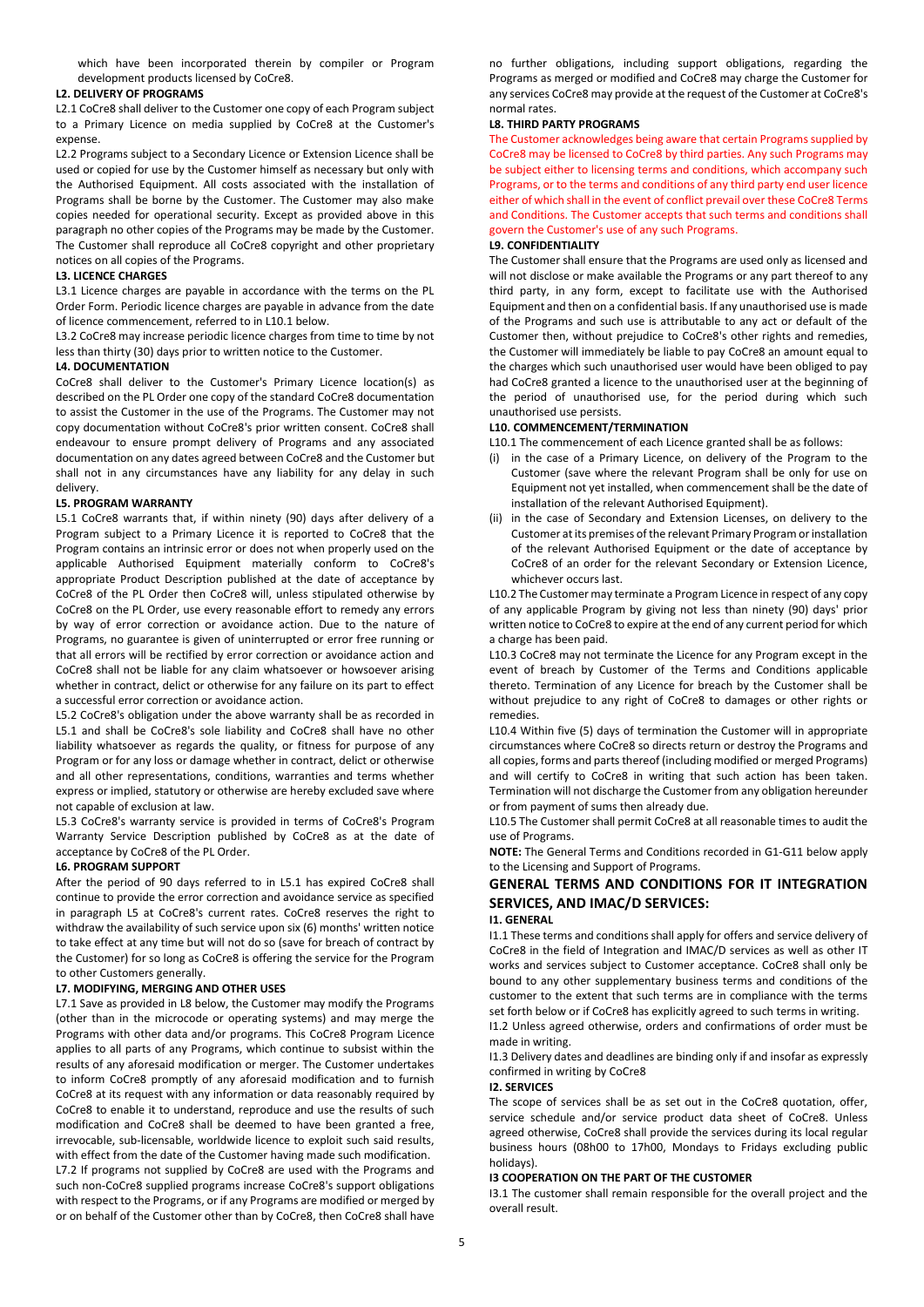which have been incorporated therein by compiler or Program development products licensed by CoCre8.

**L2. DELIVERY OF PROGRAMS**

L2.1 CoCre8 shall deliver to the Customer one copy of each Program subject to a Primary Licence on media supplied by CoCre8 at the Customer's expense.

L2.2 Programs subject to a Secondary Licence or Extension Licence shall be used or copied for use by the Customer himself as necessary but only with the Authorised Equipment. All costs associated with the installation of Programs shall be borne by the Customer. The Customer may also make copies needed for operational security. Except as provided above in this paragraph no other copies of the Programs may be made by the Customer. The Customer shall reproduce all CoCre8 copyright and other proprietary notices on all copies of the Programs.

**L3. LICENCE CHARGES**

L3.1 Licence charges are payable in accordance with the terms on the PL Order Form. Periodic licence charges are payable in advance from the date of licence commencement, referred to in L10.1 below.

L3.2 CoCre8 may increase periodic licence charges from time to time by not less than thirty (30) days prior to written notice to the Customer.

**L4. DOCUMENTATION**

CoCre8 shall deliver to the Customer's Primary Licence location(s) as described on the PL Order one copy of the standard CoCre8 documentation to assist the Customer in the use of the Programs. The Customer may not copy documentation without CoCre8's prior written consent. CoCre8 shall endeavour to ensure prompt delivery of Programs and any associated documentation on any dates agreed between CoCre8 and the Customer but shall not in any circumstances have any liability for any delay in such delivery.

**L5. PROGRAM WARRANTY**

L5.1 CoCre8 warrants that, if within ninety (90) days after delivery of a Program subject to a Primary Licence it is reported to CoCre8 that the Program contains an intrinsic error or does not when properly used on the applicable Authorised Equipment materially conform to CoCre8's appropriate Product Description published at the date of acceptance by CoCre8 of the PL Order then CoCre8 will, unless stipulated otherwise by CoCre8 on the PL Order, use every reasonable effort to remedy any errors by way of error correction or avoidance action. Due to the nature of Programs, no guarantee is given of uninterrupted or error free running or that all errors will be rectified by error correction or avoidance action and CoCre8 shall not be liable for any claim whatsoever or howsoever arising whether in contract, delict or otherwise for any failure on its part to effect a successful error correction or avoidance action.

L5.2 CoCre8's obligation under the above warranty shall be as recorded in L5.1 and shall be CoCre8's sole liability and CoCre8 shall have no other liability whatsoever as regards the quality, or fitness for purpose of any Program or for any loss or damage whether in contract, delict or otherwise and all other representations, conditions, warranties and terms whether express or implied, statutory or otherwise are hereby excluded save where not capable of exclusion at law.

L5.3 CoCre8's warranty service is provided in terms of CoCre8's Program Warranty Service Description published by CoCre8 as at the date of acceptance by CoCre8 of the PL Order.

**L6. PROGRAM SUPPORT**

After the period of 90 days referred to in L5.1 has expired CoCre8 shall continue to provide the error correction and avoidance service as specified in paragraph L5 at CoCre8's current rates. CoCre8 reserves the right to withdraw the availability of such service upon six (6) months' written notice to take effect at any time but will not do so (save for breach of contract by the Customer) for so long as CoCre8 is offering the service for the Program to other Customers generally.

**L7. MODIFYING, MERGING AND OTHER USES**

L7.1 Save as provided in L8 below, the Customer may modify the Programs (other than in the microcode or operating systems) and may merge the Programs with other data and/or programs. This CoCre8 Program Licence applies to all parts of any Programs, which continue to subsist within the results of any aforesaid modification or merger. The Customer undertakes to inform CoCre8 promptly of any aforesaid modification and to furnish CoCre8 at its request with any information or data reasonably required by CoCre8 to enable it to understand, reproduce and use the results of such modification and CoCre8 shall be deemed to have been granted a free, irrevocable, sub-licensable, worldwide licence to exploit such said results, with effect from the date of the Customer having made such modification.

L7.2 If programs not supplied by CoCre8 are used with the Programs and such non-CoCre8 supplied programs increase CoCre8's support obligations with respect to the Programs, or if any Programs are modified or merged by or on behalf of the Customer other than by CoCre8, then CoCre8 shall have no further obligations, including support obligations, regarding the Programs as merged or modified and CoCre8 may charge the Customer for any services CoCre8 may provide at the request of the Customer at CoCre8's normal rates.

**L8. THIRD PARTY PROGRAMS**

The Customer acknowledges being aware that certain Programs supplied by CoCre8 may be licensed to CoCre8 by third parties. Any such Programs may be subject either to licensing terms and conditions, which accompany such Programs, or to the terms and conditions of any third party end user licence either of which shall in the event of conflict prevail over these CoCre8 Terms and Conditions. The Customer accepts that such terms and conditions shall govern the Customer's use of any such Programs.

**L9. CONFIDENTIALITY**

The Customer shall ensure that the Programs are used only as licensed and will not disclose or make available the Programs or any part thereof to any third party, in any form, except to facilitate use with the Authorised Equipment and then on a confidential basis. If any unauthorised use is made of the Programs and such use is attributable to any act or default of the Customer then, without prejudice to CoCre8's other rights and remedies, the Customer will immediately be liable to pay CoCre8 an amount equal to the charges which such unauthorised user would have been obliged to pay had CoCre8 granted a licence to the unauthorised user at the beginning of the period of unauthorised use, for the period during which such unauthorised use persists.

**L10. COMMENCEMENT/TERMINATION**

L10.1 The commencement of each Licence granted shall be as follows:

(i) in the case of a Primary Licence, on delivery of the Program to the Customer (save where the relevant Program shall be only for use on Equipment not yet installed, when commencement shall be the date of installation of the relevant Authorised Equipment).

(ii) in the case of Secondary and Extension Licenses, on delivery to the Customer at its premises of the relevant Primary Program or installation of the relevant Authorised Equipment or the date of acceptance by CoCre8 of an order for the relevant Secondary or Extension Licence, whichever occurs last.

L10.2 The Customer may terminate a Program Licence in respect of any copy of any applicable Program by giving not less than ninety (90) days' prior written notice to CoCre8 to expire at the end of any current period for which a charge has been paid.

L10.3 CoCre8 may not terminate the Licence for any Program except in the event of breach by Customer of the Terms and Conditions applicable thereto. Termination of any Licence for breach by the Customer shall be without prejudice to any right of CoCre8 to damages or other rights or remedies.

L10.4 Within five (5) days of termination the Customer will in appropriate circumstances where CoCre8 so directs return or destroy the Programs and all copies, forms and parts thereof (including modified or merged Programs) and will certify to CoCre8 in writing that such action has been taken. Termination will not discharge the Customer from any obligation hereunder or from payment of sums then already due.

L10.5 The Customer shall permit CoCre8 at all reasonable times to audit the use of Programs.

**NOTE:** The General Terms and Conditions recorded in G1-G11 below apply to the Licensing and Support of Programs.

## GENERAL TERMS AND CONDITIONS FOR IT INTEGRATION SERVICES, AND IMAC/D SERVICES:

**I1. GENERAL**

I1.1 These terms and conditions shall apply for offers and service delivery of CoCre8 in the field of Integration and IMAC/D services as well as other IT works and services subject to Customer acceptance. CoCre8 shall only be bound to any other supplementary business terms and conditions of the customer to the extent that such terms are in compliance with the terms set forth below or if CoCre8 has explicitly agreed to such terms in writing.

I1.2 Unless agreed otherwise, orders and confirmations of order must be made in writing.

I1.3 Delivery dates and deadlines are binding only if and insofar as expressly confirmed in writing by CoCre8

**I2. SERVICES**

The scope of services shall be as set out in the CoCre8 quotation, offer, service schedule and/or service product data sheet of CoCre8. Unless agreed otherwise, CoCre8 shall provide the services during its local regular business hours (08h00 to 17h00, Mondays to Fridays excluding public holidays).

**I3 COOPERATION ON THE PART OF THE CUSTOMER**

I3.1 The customer shall remain responsible for the overall project and the overall result.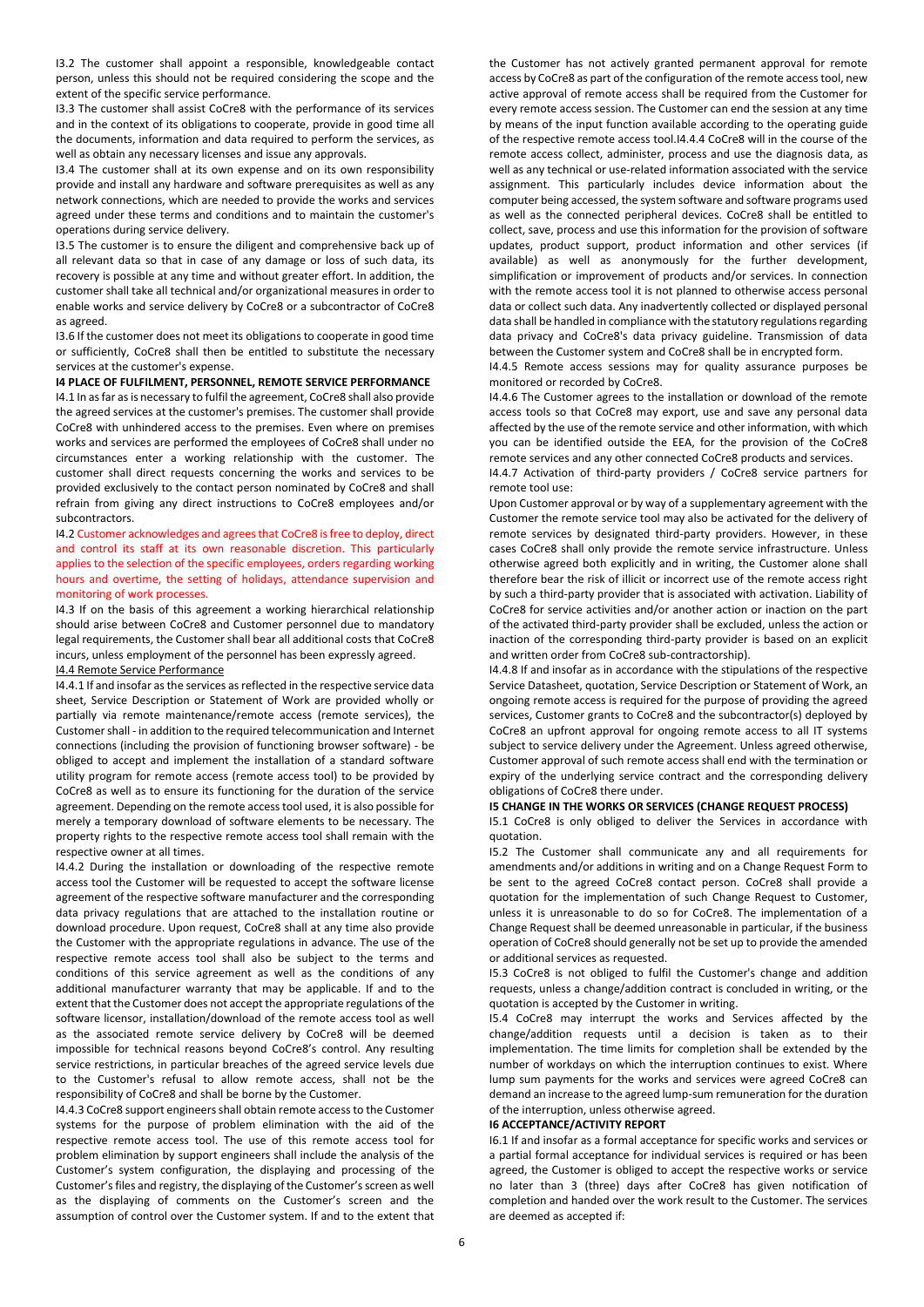I3.2 The customer shall appoint a responsible, knowledgeable contact person, unless this should not be required considering the scope and the extent of the specific service performance.

I3.3 The customer shall assist CoCre8 with the performance of its services and in the context of its obligations to cooperate, provide in good time all the documents, information and data required to perform the services, as well as obtain any necessary licenses and issue any approvals.

I3.4 The customer shall at its own expense and on its own responsibility provide and install any hardware and software prerequisites as well as any network connections, which are needed to provide the works and services agreed under these terms and conditions and to maintain the customer's operations during service delivery.

I3.5 The customer is to ensure the diligent and comprehensive back up of all relevant data so that in case of any damage or loss of such data, its recovery is possible at any time and without greater effort. In addition, the customer shall take all technical and/or organizational measures in order to enable works and service delivery by CoCre8 or a subcontractor of CoCre8 as agreed.

I3.6 If the customer does not meet its obligations to cooperate in good time or sufficiently, CoCre8 shall then be entitled to substitute the necessary services at the customer's expense.

**I4 PLACE OF FULFILMENT, PERSONNEL, REMOTE SERVICE PERFORMANCE**

I4.1 In as far as is necessary to fulfil the agreement, CoCre8 shall also provide the agreed services at the customer's premises. The customer shall provide CoCre8 with unhindered access to the premises. Even where on premises works and services are performed the employees of CoCre8 shall under no circumstances enter a working relationship with the customer. The customer shall direct requests concerning the works and services to be provided exclusively to the contact person nominated by CoCre8 and shall refrain from giving any direct instructions to CoCre8 employees and/or subcontractors.

I4.2 Customer acknowledges and agrees that CoCre8 is free to deploy, direct and control its staff at its own reasonable discretion. This particularly applies to the selection of the specific employees, orders regarding working hours and overtime, the setting of holidays, attendance supervision and monitoring of work processes.

I4.3 If on the basis of this agreement a working hierarchical relationship should arise between CoCre8 and Customer personnel due to mandatory legal requirements, the Customer shall bear all additional costs that CoCre8 incurs, unless employment of the personnel has been expressly agreed.

I4.4 Remote Service Performance

I4.4.1 If and insofar as the services as reflected in the respective service data sheet, Service Description or Statement of Work are provided wholly or partially via remote maintenance/remote access (remote services), the Customer shall - in addition to the required telecommunication and Internet connections (including the provision of functioning browser software) - be obliged to accept and implement the installation of a standard software utility program for remote access (remote access tool) to be provided by CoCre8 as well as to ensure its functioning for the duration of the service agreement. Depending on the remote access tool used, it is also possible for merely a temporary download of software elements to be necessary. The property rights to the respective remote access tool shall remain with the respective owner at all times.

I4.4.2 During the installation or downloading of the respective remote access tool the Customer will be requested to accept the software license agreement of the respective software manufacturer and the corresponding data privacy regulations that are attached to the installation routine or download procedure. Upon request, CoCre8 shall at any time also provide the Customer with the appropriate regulations in advance. The use of the respective remote access tool shall also be subject to the terms and conditions of this service agreement as well as the conditions of any additional manufacturer warranty that may be applicable. If and to the extent that the Customer does not accept the appropriate regulations of the software licensor, installation/download of the remote access tool as well as the associated remote service delivery by CoCre8 will be deemed impossible for technical reasons beyond CoCre8's control. Any resulting service restrictions, in particular breaches of the agreed service levels due to the Customer's refusal to allow remote access, shall not be the responsibility of CoCre8 and shall be borne by the Customer.

I4.4.3 CoCre8 support engineers shall obtain remote access to the Customer systems for the purpose of problem elimination with the aid of the respective remote access tool. The use of this remote access tool for problem elimination by support engineers shall include the analysis of the Customer's system configuration, the displaying and processing of the Customer's files and registry, the displaying of the Customer's screen as well as the displaying of comments on the Customer's screen and the assumption of control over the Customer system. If and to the extent that the Customer has not actively granted permanent approval for remote access by CoCre8 as part of the configuration of the remote access tool, new active approval of remote access shall be required from the Customer for every remote access session. The Customer can end the session at any time by means of the input function available according to the operating guide of the respective remote access tool.I4.4.4 CoCre8 will in the course of the remote access collect, administer, process and use the diagnosis data, as well as any technical or use-related information associated with the service assignment. This particularly includes device information about the computer being accessed, the system software and software programs used as well as the connected peripheral devices. CoCre8 shall be entitled to collect, save, process and use this information for the provision of software updates, product support, product information and other services (if available) as well as anonymously for the further development, simplification or improvement of products and/or services. In connection with the remote access tool it is not planned to otherwise access personal data or collect such data. Any inadvertently collected or displayed personal data shall be handled in compliance with the statutory regulations regarding data privacy and CoCre8's data privacy guideline. Transmission of data between the Customer system and CoCre8 shall be in encrypted form.

I4.4.5 Remote access sessions may for quality assurance purposes be monitored or recorded by CoCre8.

I4.4.6 The Customer agrees to the installation or download of the remote access tools so that CoCre8 may export, use and save any personal data affected by the use of the remote service and other information, with which you can be identified outside the EEA, for the provision of the CoCre8 remote services and any other connected CoCre8 products and services.

I4.4.7 Activation of third-party providers / CoCre8 service partners for remote tool use:

Upon Customer approval or by way of a supplementary agreement with the Customer the remote service tool may also be activated for the delivery of remote services by designated third-party providers. However, in these cases CoCre8 shall only provide the remote service infrastructure. Unless otherwise agreed both explicitly and in writing, the Customer alone shall therefore bear the risk of illicit or incorrect use of the remote access right by such a third-party provider that is associated with activation. Liability of CoCre8 for service activities and/or another action or inaction on the part of the activated third-party provider shall be excluded, unless the action or inaction of the corresponding third-party provider is based on an explicit and written order from CoCre8 sub-contractorship).

I4.4.8 If and insofar as in accordance with the stipulations of the respective Service Datasheet, quotation, Service Description or Statement of Work, an ongoing remote access is required for the purpose of providing the agreed services, Customer grants to CoCre8 and the subcontractor(s) deployed by CoCre8 an upfront approval for ongoing remote access to all IT systems subject to service delivery under the Agreement. Unless agreed otherwise, Customer approval of such remote access shall end with the termination or expiry of the underlying service contract and the corresponding delivery obligations of CoCre8 there under.

**I5 CHANGE IN THE WORKS OR SERVICES (CHANGE REQUEST PROCESS)**

I5.1 CoCre8 is only obliged to deliver the Services in accordance with quotation.

I5.2 The Customer shall communicate any and all requirements for amendments and/or additions in writing and on a Change Request Form to be sent to the agreed CoCre8 contact person. CoCre8 shall provide a quotation for the implementation of such Change Request to Customer, unless it is unreasonable to do so for CoCre8. The implementation of a Change Request shall be deemed unreasonable in particular, if the business operation of CoCre8 should generally not be set up to provide the amended or additional services as requested.

I5.3 CoCre8 is not obliged to fulfil the Customer's change and addition requests, unless a change/addition contract is concluded in writing, or the quotation is accepted by the Customer in writing.

I5.4 CoCre8 may interrupt the works and Services affected by the change/addition requests until a decision is taken as to their implementation. The time limits for completion shall be extended by the number of workdays on which the interruption continues to exist. Where lump sum payments for the works and services were agreed CoCre8 can demand an increase to the agreed lump-sum remuneration for the duration of the interruption, unless otherwise agreed.

**I6 ACCEPTANCE/ACTIVITY REPORT**

I6.1 If and insofar as a formal acceptance for specific works and services or a partial formal acceptance for individual services is required or has been agreed, the Customer is obliged to accept the respective works or service no later than 3 (three) days after CoCre8 has given notification of completion and handed over the work result to the Customer. The services are deemed as accepted if: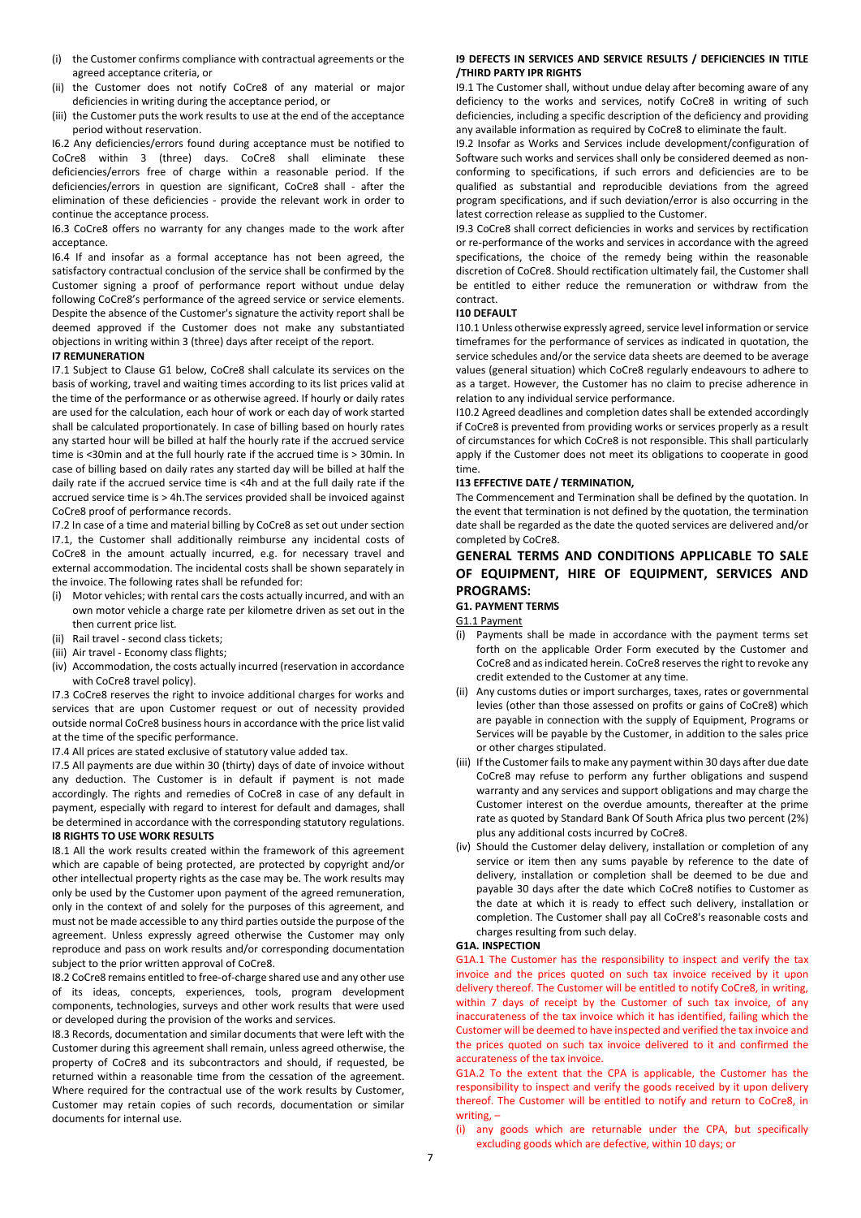(i) the Customer confirms compliance with contractual agreements or the agreed acceptance criteria, or
(ii) the Customer does not notify CoCre8 of any material or major deficiencies in writing during the acceptance period, or
(iii) the Customer puts the work results to use at the end of the acceptance period without reservation.

I6.2 Any deficiencies/errors found during acceptance must be notified to CoCre8 within 3 (three) days. CoCre8 shall eliminate these deficiencies/errors free of charge within a reasonable period. If the deficiencies/errors in question are significant, CoCre8 shall - after the elimination of these deficiencies - provide the relevant work in order to continue the acceptance process.

I6.3 CoCre8 offers no warranty for any changes made to the work after acceptance.

I6.4 If and insofar as a formal acceptance has not been agreed, the satisfactory contractual conclusion of the service shall be confirmed by the Customer signing a proof of performance report without undue delay following CoCre8's performance of the agreed service or service elements. Despite the absence of the Customer's signature the activity report shall be deemed approved if the Customer does not make any substantiated objections in writing within 3 (three) days after receipt of the report.

**I7 REMUNERATION**

I7.1 Subject to Clause G1 below, CoCre8 shall calculate its services on the basis of working, travel and waiting times according to its list prices valid at the time of the performance or as otherwise agreed. If hourly or daily rates are used for the calculation, each hour of work or each day of work started shall be calculated proportionately. In case of billing based on hourly rates any started hour will be billed at half the hourly rate if the accrued service time is <30min and at the full hourly rate if the accrued time is > 30min. In case of billing based on daily rates any started day will be billed at half the daily rate if the accrued service time is <4h and at the full daily rate if the accrued service time is > 4h.The services provided shall be invoiced against CoCre8 proof of performance records.

I7.2 In case of a time and material billing by CoCre8 as set out under section I7.1, the Customer shall additionally reimburse any incidental costs of CoCre8 in the amount actually incurred, e.g. for necessary travel and external accommodation. The incidental costs shall be shown separately in the invoice. The following rates shall be refunded for:

(i) Motor vehicles; with rental cars the costs actually incurred, and with an own motor vehicle a charge rate per kilometre driven as set out in the then current price list.
(ii) Rail travel - second class tickets;
(iii) Air travel - Economy class flights;
(iv) Accommodation, the costs actually incurred (reservation in accordance with CoCre8 travel policy).

I7.3 CoCre8 reserves the right to invoice additional charges for works and services that are upon Customer request or out of necessity provided outside normal CoCre8 business hours in accordance with the price list valid at the time of the specific performance.

I7.4 All prices are stated exclusive of statutory value added tax.

I7.5 All payments are due within 30 (thirty) days of date of invoice without any deduction. The Customer is in default if payment is not made accordingly. The rights and remedies of CoCre8 in case of any default in payment, especially with regard to interest for default and damages, shall be determined in accordance with the corresponding statutory regulations.

**I8 RIGHTS TO USE WORK RESULTS**

I8.1 All the work results created within the framework of this agreement which are capable of being protected, are protected by copyright and/or other intellectual property rights as the case may be. The work results may only be used by the Customer upon payment of the agreed remuneration, only in the context of and solely for the purposes of this agreement, and must not be made accessible to any third parties outside the purpose of the agreement. Unless expressly agreed otherwise the Customer may only reproduce and pass on work results and/or corresponding documentation subject to the prior written approval of CoCre8.

I8.2 CoCre8 remains entitled to free-of-charge shared use and any other use of its ideas, concepts, experiences, tools, program development components, technologies, surveys and other work results that were used or developed during the provision of the works and services.

I8.3 Records, documentation and similar documents that were left with the Customer during this agreement shall remain, unless agreed otherwise, the property of CoCre8 and its subcontractors and should, if requested, be returned within a reasonable time from the cessation of the agreement. Where required for the contractual use of the work results by Customer, Customer may retain copies of such records, documentation or similar documents for internal use.

**I9 DEFECTS IN SERVICES AND SERVICE RESULTS / DEFICIENCIES IN TITLE /THIRD PARTY IPR RIGHTS**

I9.1 The Customer shall, without undue delay after becoming aware of any deficiency to the works and services, notify CoCre8 in writing of such deficiencies, including a specific description of the deficiency and providing any available information as required by CoCre8 to eliminate the fault.

I9.2 Insofar as Works and Services include development/configuration of Software such works and services shall only be considered deemed as non-conforming to specifications, if such errors and deficiencies are to be qualified as substantial and reproducible deviations from the agreed program specifications, and if such deviation/error is also occurring in the latest correction release as supplied to the Customer.

I9.3 CoCre8 shall correct deficiencies in works and services by rectification or re-performance of the works and services in accordance with the agreed specifications, the choice of the remedy being within the reasonable discretion of CoCre8. Should rectification ultimately fail, the Customer shall be entitled to either reduce the remuneration or withdraw from the contract.

**I10 DEFAULT**

I10.1 Unless otherwise expressly agreed, service level information or service timeframes for the performance of services as indicated in quotation, the service schedules and/or the service data sheets are deemed to be average values (general situation) which CoCre8 regularly endeavours to adhere to as a target. However, the Customer has no claim to precise adherence in relation to any individual service performance.

I10.2 Agreed deadlines and completion dates shall be extended accordingly if CoCre8 is prevented from providing works or services properly as a result of circumstances for which CoCre8 is not responsible. This shall particularly apply if the Customer does not meet its obligations to cooperate in good time.

**I13 EFFECTIVE DATE / TERMINATION,**

The Commencement and Termination shall be defined by the quotation. In the event that termination is not defined by the quotation, the termination date shall be regarded as the date the quoted services are delivered and/or completed by CoCre8.

## GENERAL TERMS AND CONDITIONS APPLICABLE TO SALE OF EQUIPMENT, HIRE OF EQUIPMENT, SERVICES AND PROGRAMS:

**G1. PAYMENT TERMS**

G1.1 Payment

(i) Payments shall be made in accordance with the payment terms set forth on the applicable Order Form executed by the Customer and CoCre8 and as indicated herein. CoCre8 reserves the right to revoke any credit extended to the Customer at any time.
(ii) Any customs duties or import surcharges, taxes, rates or governmental levies (other than those assessed on profits or gains of CoCre8) which are payable in connection with the supply of Equipment, Programs or Services will be payable by the Customer, in addition to the sales price or other charges stipulated.
(iii) If the Customer fails to make any payment within 30 days after due date CoCre8 may refuse to perform any further obligations and suspend warranty and any services and support obligations and may charge the Customer interest on the overdue amounts, thereafter at the prime rate as quoted by Standard Bank Of South Africa plus two percent (2%) plus any additional costs incurred by CoCre8.
(iv) Should the Customer delay delivery, installation or completion of any service or item then any sums payable by reference to the date of delivery, installation or completion shall be deemed to be due and payable 30 days after the date which CoCre8 notifies to Customer as the date at which it is ready to effect such delivery, installation or completion. The Customer shall pay all CoCre8's reasonable costs and charges resulting from such delay.

**G1A. INSPECTION**

G1A.1 The Customer has the responsibility to inspect and verify the tax invoice and the prices quoted on such tax invoice received by it upon delivery thereof. The Customer will be entitled to notify CoCre8, in writing, within 7 days of receipt by the Customer of such tax invoice, of any inaccurateness of the tax invoice which it has identified, failing which the Customer will be deemed to have inspected and verified the tax invoice and the prices quoted on such tax invoice delivered to it and confirmed the accurateness of the tax invoice.

G1A.2 To the extent that the CPA is applicable, the Customer has the responsibility to inspect and verify the goods received by it upon delivery thereof. The Customer will be entitled to notify and return to CoCre8, in writing, –

(i) any goods which are returnable under the CPA, but specifically excluding goods which are defective, within 10 days; or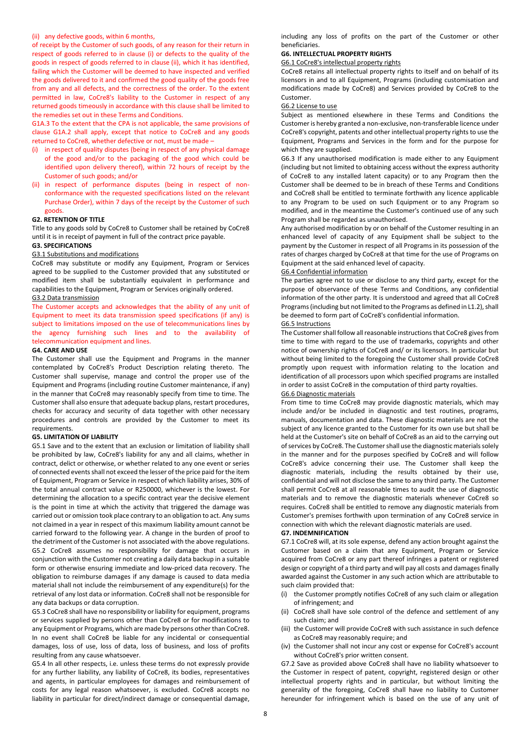(ii) any defective goods, within 6 months,

of receipt by the Customer of such goods, of any reason for their return in respect of goods referred to in clause (i) or defects to the quality of the goods in respect of goods referred to in clause (ii), which it has identified, failing which the Customer will be deemed to have inspected and verified the goods delivered to it and confirmed the good quality of the goods free from any and all defects, and the correctness of the order. To the extent permitted in law, CoCre8's liability to the Customer in respect of any returned goods timeously in accordance with this clause shall be limited to the remedies set out in these Terms and Conditions.

G1A.3 To the extent that the CPA is not applicable, the same provisions of clause G1A.2 shall apply, except that notice to CoCre8 and any goods returned to CoCre8, whether defective or not, must be made –

(i) in respect of quality disputes (being in respect of any physical damage of the good and/or to the packaging of the good which could be identified upon delivery thereof), within 72 hours of receipt by the Customer of such goods; and/or

(ii) in respect of performance disputes (being in respect of non-conformance with the requested specifications listed on the relevant Purchase Order), within 7 days of the receipt by the Customer of such goods.

**G2. RETENTION OF TITLE**

Title to any goods sold by CoCre8 to Customer shall be retained by CoCre8 until it is in receipt of payment in full of the contract price payable.

**G3. SPECIFICATIONS**

G3.1 Substitutions and modifications

CoCre8 may substitute or modify any Equipment, Program or Services agreed to be supplied to the Customer provided that any substituted or modified item shall be substantially equivalent in performance and capabilities to the Equipment, Program or Services originally ordered.

G3.2 Data transmission

The Customer accepts and acknowledges that the ability of any unit of Equipment to meet its data transmission speed specifications (if any) is subject to limitations imposed on the use of telecommunications lines by the agency furnishing such lines and to the availability of telecommunication equipment and lines.

**G4. CARE AND USE**

The Customer shall use the Equipment and Programs in the manner contemplated by CoCre8's Product Description relating thereto. The Customer shall supervise, manage and control the proper use of the Equipment and Programs (including routine Customer maintenance, if any) in the manner that CoCre8 may reasonably specify from time to time. The Customer shall also ensure that adequate backup plans, restart procedures, checks for accuracy and security of data together with other necessary procedures and controls are provided by the Customer to meet its requirements.

**G5. LIMITATION OF LIABILITY**

G5.1 Save and to the extent that an exclusion or limitation of liability shall be prohibited by law, CoCre8's liability for any and all claims, whether in contract, delict or otherwise, or whether related to any one event or series of connected events shall not exceed the lesser of the price paid for the item of Equipment, Program or Service in respect of which liability arises, 30% of the total annual contract value or R250000, whichever is the lowest. For determining the allocation to a specific contract year the decisive element is the point in time at which the activity that triggered the damage was carried out or omission took place contrary to an obligation to act. Any sums not claimed in a year in respect of this maximum liability amount cannot be carried forward to the following year. A change in the burden of proof to the detriment of the Customer is not associated with the above regulations.

G5.2 CoCre8 assumes no responsibility for damage that occurs in conjunction with the Customer not creating a daily data backup in a suitable form or otherwise ensuring immediate and low-priced data recovery. The obligation to reimburse damages if any damage is caused to data media material shall not include the reimbursement of any expenditure(s) for the retrieval of any lost data or information. CoCre8 shall not be responsible for any data backups or data corruption.

G5.3 CoCre8 shall have no responsibility or liability for equipment, programs or services supplied by persons other than CoCre8 or for modifications to any Equipment or Programs, which are made by persons other than CoCre8. In no event shall CoCre8 be liable for any incidental or consequential damages, loss of use, loss of data, loss of business, and loss of profits resulting from any cause whatsoever.

G5.4 In all other respects, i.e. unless these terms do not expressly provide for any further liability, any liability of CoCre8, its bodies, representatives and agents, in particular employees for damages and reimbursement of costs for any legal reason whatsoever, is excluded. CoCre8 accepts no liability in particular for direct/indirect damage or consequential damage, including any loss of profits on the part of the Customer or other beneficiaries.

**G6. INTELLECTUAL PROPERTY RIGHTS**

G6.1 CoCre8's intellectual property rights

CoCre8 retains all intellectual property rights to itself and on behalf of its licensors in and to all Equipment, Programs (including customisation and modifications made by CoCre8) and Services provided by CoCre8 to the Customer.

G6.2 License to use

Subject as mentioned elsewhere in these Terms and Conditions the Customer is hereby granted a non-exclusive, non-transferable licence under CoCre8's copyright, patents and other intellectual property rights to use the Equipment, Programs and Services in the form and for the purpose for which they are supplied.

G6.3 If any unauthorised modification is made either to any Equipment (including but not limited to obtaining access without the express authority of CoCre8 to any installed latent capacity) or to any Program then the Customer shall be deemed to be in breach of these Terms and Conditions and CoCre8 shall be entitled to terminate forthwith any licence applicable to any Program to be used on such Equipment or to any Program so modified, and in the meantime the Customer's continued use of any such Program shall be regarded as unauthorised.

Any authorised modification by or on behalf of the Customer resulting in an enhanced level of capacity of any Equipment shall be subject to the payment by the Customer in respect of all Programs in its possession of the rates of charges charged by CoCre8 at that time for the use of Programs on Equipment at the said enhanced level of capacity.

G6.4 Confidential information

The parties agree not to use or disclose to any third party, except for the purpose of observance of these Terms and Conditions, any confidential information of the other party. It is understood and agreed that all CoCre8 Programs (including but not limited to the Programs as defined in L1.2), shall be deemed to form part of CoCre8's confidential information.

G6.5 Instructions

The Customer shall follow all reasonable instructions that CoCre8 gives from time to time with regard to the use of trademarks, copyrights and other notice of ownership rights of CoCre8 and/ or its licensors. In particular but without being limited to the foregoing the Customer shall provide CoCre8 promptly upon request with information relating to the location and identification of all processors upon which specified programs are installed in order to assist CoCre8 in the computation of third party royalties.

G6.6 Diagnostic materials

From time to time CoCre8 may provide diagnostic materials, which may include and/or be included in diagnostic and test routines, programs, manuals, documentation and data. These diagnostic materials are not the subject of any licence granted to the Customer for its own use but shall be held at the Customer's site on behalf of CoCre8 as an aid to the carrying out of services by CoCre8. The Customer shall use the diagnostic materials solely in the manner and for the purposes specified by CoCre8 and will follow CoCre8's advice concerning their use. The Customer shall keep the diagnostic materials, including the results obtained by their use, confidential and will not disclose the same to any third party. The Customer shall permit CoCre8 at all reasonable times to audit the use of diagnostic materials and to remove the diagnostic materials whenever CoCre8 so requires. CoCre8 shall be entitled to remove any diagnostic materials from Customer's premises forthwith upon termination of any CoCre8 service in connection with which the relevant diagnostic materials are used.

**G7. INDEMNIFICATION**

G7.1 CoCre8 will, at its sole expense, defend any action brought against the Customer based on a claim that any Equipment, Program or Service acquired from CoCre8 or any part thereof infringes a patent or registered design or copyright of a third party and will pay all costs and damages finally awarded against the Customer in any such action which are attributable to such claim provided that:

(i) the Customer promptly notifies CoCre8 of any such claim or allegation of infringement; and

(ii) CoCre8 shall have sole control of the defence and settlement of any such claim; and

(iii) the Customer will provide CoCre8 with such assistance in such defence as CoCre8 may reasonably require; and

(iv) the Customer shall not incur any cost or expense for CoCre8's account without CoCre8's prior written consent.

G7.2 Save as provided above CoCre8 shall have no liability whatsoever to the Customer in respect of patent, copyright, registered design or other intellectual property rights and in particular, but without limiting the generality of the foregoing, CoCre8 shall have no liability to Customer hereunder for infringement which is based on the use of any unit of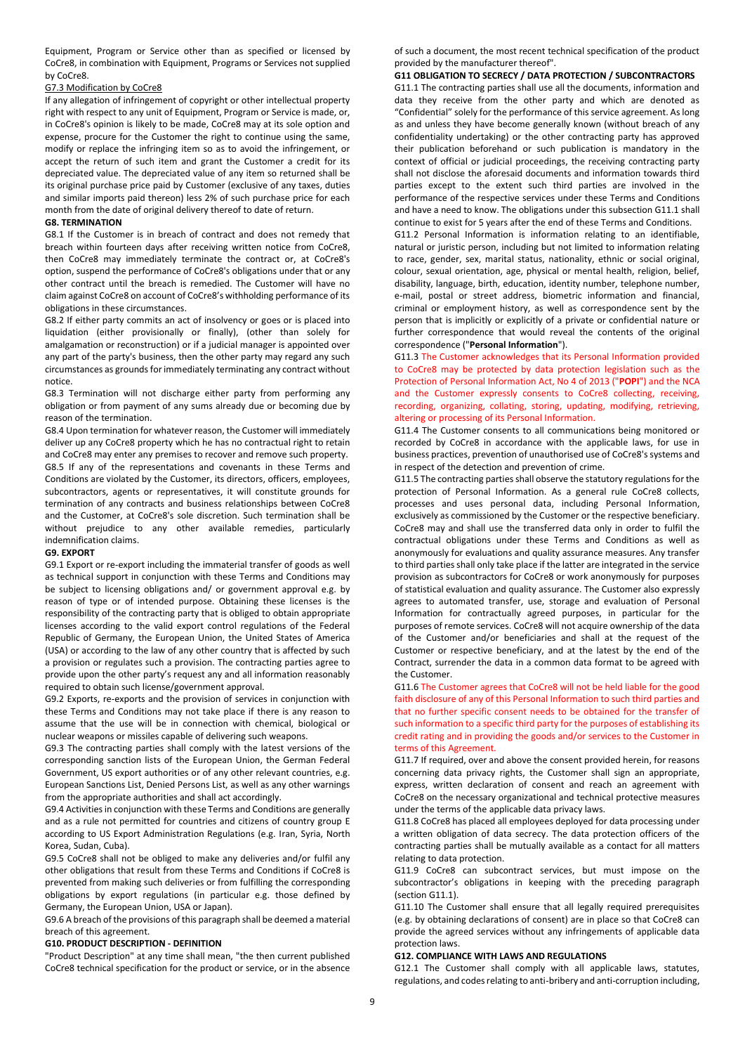Equipment, Program or Service other than as specified or licensed by CoCre8, in combination with Equipment, Programs or Services not supplied by CoCre8.

G7.3 Modification by CoCre8

If any allegation of infringement of copyright or other intellectual property right with respect to any unit of Equipment, Program or Service is made, or, in CoCre8's opinion is likely to be made, CoCre8 may at its sole option and expense, procure for the Customer the right to continue using the same, modify or replace the infringing item so as to avoid the infringement, or accept the return of such item and grant the Customer a credit for its depreciated value. The depreciated value of any item so returned shall be its original purchase price paid by Customer (exclusive of any taxes, duties and similar imports paid thereon) less 2% of such purchase price for each month from the date of original delivery thereof to date of return.

**G8. TERMINATION**

G8.1 If the Customer is in breach of contract and does not remedy that breach within fourteen days after receiving written notice from CoCre8, then CoCre8 may immediately terminate the contract or, at CoCre8's option, suspend the performance of CoCre8's obligations under that or any other contract until the breach is remedied. The Customer will have no claim against CoCre8 on account of CoCre8's withholding performance of its obligations in these circumstances.

G8.2 If either party commits an act of insolvency or goes or is placed into liquidation (either provisionally or finally), (other than solely for amalgamation or reconstruction) or if a judicial manager is appointed over any part of the party's business, then the other party may regard any such circumstances as grounds for immediately terminating any contract without notice.

G8.3 Termination will not discharge either party from performing any obligation or from payment of any sums already due or becoming due by reason of the termination.

G8.4 Upon termination for whatever reason, the Customer will immediately deliver up any CoCre8 property which he has no contractual right to retain and CoCre8 may enter any premises to recover and remove such property.

G8.5 If any of the representations and covenants in these Terms and Conditions are violated by the Customer, its directors, officers, employees, subcontractors, agents or representatives, it will constitute grounds for termination of any contracts and business relationships between CoCre8 and the Customer, at CoCre8's sole discretion. Such termination shall be without prejudice to any other available remedies, particularly indemnification claims.

**G9. EXPORT**

G9.1 Export or re-export including the immaterial transfer of goods as well as technical support in conjunction with these Terms and Conditions may be subject to licensing obligations and/ or government approval e.g. by reason of type or of intended purpose. Obtaining these licenses is the responsibility of the contracting party that is obliged to obtain appropriate licenses according to the valid export control regulations of the Federal Republic of Germany, the European Union, the United States of America (USA) or according to the law of any other country that is affected by such a provision or regulates such a provision. The contracting parties agree to provide upon the other party's request any and all information reasonably required to obtain such license/government approval.

G9.2 Exports, re-exports and the provision of services in conjunction with these Terms and Conditions may not take place if there is any reason to assume that the use will be in connection with chemical, biological or nuclear weapons or missiles capable of delivering such weapons.

G9.3 The contracting parties shall comply with the latest versions of the corresponding sanction lists of the European Union, the German Federal Government, US export authorities or of any other relevant countries, e.g. European Sanctions List, Denied Persons List, as well as any other warnings from the appropriate authorities and shall act accordingly.

G9.4 Activities in conjunction with these Terms and Conditions are generally and as a rule not permitted for countries and citizens of country group E according to US Export Administration Regulations (e.g. Iran, Syria, North Korea, Sudan, Cuba).

G9.5 CoCre8 shall not be obliged to make any deliveries and/or fulfil any other obligations that result from these Terms and Conditions if CoCre8 is prevented from making such deliveries or from fulfilling the corresponding obligations by export regulations (in particular e.g. those defined by Germany, the European Union, USA or Japan).

G9.6 A breach of the provisions of this paragraph shall be deemed a material breach of this agreement.

**G10. PRODUCT DESCRIPTION - DEFINITION**

"Product Description" at any time shall mean, "the then current published CoCre8 technical specification for the product or service, or in the absence of such a document, the most recent technical specification of the product provided by the manufacturer thereof".

**G11 OBLIGATION TO SECRECY / DATA PROTECTION / SUBCONTRACTORS**

G11.1 The contracting parties shall use all the documents, information and data they receive from the other party and which are denoted as "Confidential" solely for the performance of this service agreement. As long as and unless they have become generally known (without breach of any confidentiality undertaking) or the other contracting party has approved their publication beforehand or such publication is mandatory in the context of official or judicial proceedings, the receiving contracting party shall not disclose the aforesaid documents and information towards third parties except to the extent such third parties are involved in the performance of the respective services under these Terms and Conditions and have a need to know. The obligations under this subsection G11.1 shall continue to exist for 5 years after the end of these Terms and Conditions.

G11.2 Personal Information is information relating to an identifiable, natural or juristic person, including but not limited to information relating to race, gender, sex, marital status, nationality, ethnic or social original, colour, sexual orientation, age, physical or mental health, religion, belief, disability, language, birth, education, identity number, telephone number, e-mail, postal or street address, biometric information and financial, criminal or employment history, as well as correspondence sent by the person that is implicitly or explicitly of a private or confidential nature or further correspondence that would reveal the contents of the original correspondence ("**Personal Information**").

G11.3 The Customer acknowledges that its Personal Information provided to CoCre8 may be protected by data protection legislation such as the Protection of Personal Information Act, No 4 of 2013 ("**POPI**") and the NCA and the Customer expressly consents to CoCre8 collecting, receiving, recording, organizing, collating, storing, updating, modifying, retrieving, altering or processing of its Personal Information.

G11.4 The Customer consents to all communications being monitored or recorded by CoCre8 in accordance with the applicable laws, for use in business practices, prevention of unauthorised use of CoCre8's systems and in respect of the detection and prevention of crime.

G11.5 The contracting parties shall observe the statutory regulations for the protection of Personal Information. As a general rule CoCre8 collects, processes and uses personal data, including Personal Information, exclusively as commissioned by the Customer or the respective beneficiary. CoCre8 may and shall use the transferred data only in order to fulfil the contractual obligations under these Terms and Conditions as well as anonymously for evaluations and quality assurance measures. Any transfer to third parties shall only take place if the latter are integrated in the service provision as subcontractors for CoCre8 or work anonymously for purposes of statistical evaluation and quality assurance. The Customer also expressly agrees to automated transfer, use, storage and evaluation of Personal Information for contractually agreed purposes, in particular for the purposes of remote services. CoCre8 will not acquire ownership of the data of the Customer and/or beneficiaries and shall at the request of the Customer or respective beneficiary, and at the latest by the end of the Contract, surrender the data in a common data format to be agreed with the Customer.

G11.6 The Customer agrees that CoCre8 will not be held liable for the good faith disclosure of any of this Personal Information to such third parties and that no further specific consent needs to be obtained for the transfer of such information to a specific third party for the purposes of establishing its credit rating and in providing the goods and/or services to the Customer in terms of this Agreement.

G11.7 If required, over and above the consent provided herein, for reasons concerning data privacy rights, the Customer shall sign an appropriate, express, written declaration of consent and reach an agreement with CoCre8 on the necessary organizational and technical protective measures under the terms of the applicable data privacy laws.

G11.8 CoCre8 has placed all employees deployed for data processing under a written obligation of data secrecy. The data protection officers of the contracting parties shall be mutually available as a contact for all matters relating to data protection.

G11.9 CoCre8 can subcontract services, but must impose on the subcontractor's obligations in keeping with the preceding paragraph (section G11.1).

G11.10 The Customer shall ensure that all legally required prerequisites (e.g. by obtaining declarations of consent) are in place so that CoCre8 can provide the agreed services without any infringements of applicable data protection laws.

**G12. COMPLIANCE WITH LAWS AND REGULATIONS**

G12.1 The Customer shall comply with all applicable laws, statutes, regulations, and codes relating to anti-bribery and anti-corruption including,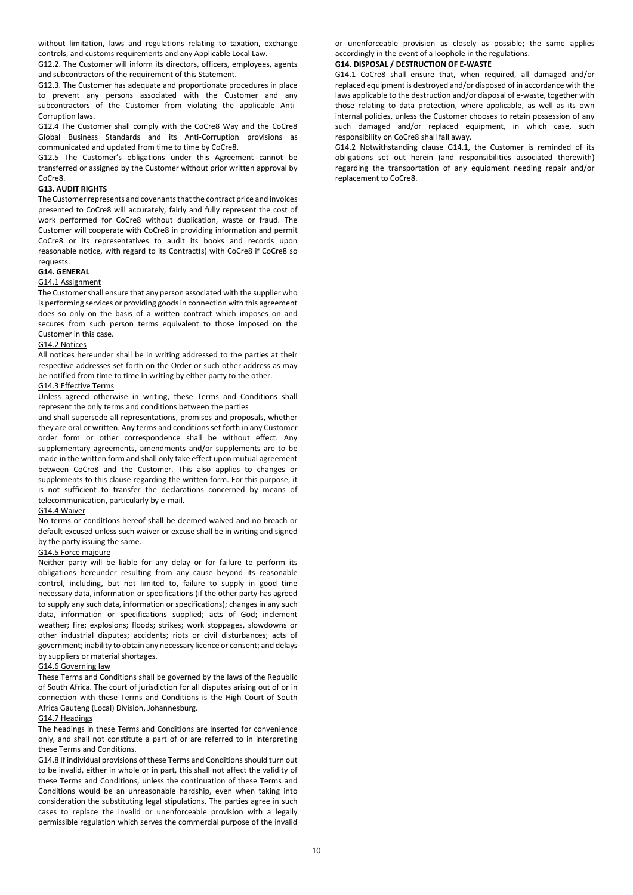without limitation, laws and regulations relating to taxation, exchange controls, and customs requirements and any Applicable Local Law.

G12.2. The Customer will inform its directors, officers, employees, agents and subcontractors of the requirement of this Statement.

G12.3. The Customer has adequate and proportionate procedures in place to prevent any persons associated with the Customer and any subcontractors of the Customer from violating the applicable Anti-Corruption laws.

G12.4 The Customer shall comply with the CoCre8 Way and the CoCre8 Global Business Standards and its Anti-Corruption provisions as communicated and updated from time to time by CoCre8.

G12.5 The Customer's obligations under this Agreement cannot be transferred or assigned by the Customer without prior written approval by CoCre8.

**G13. AUDIT RIGHTS**

The Customer represents and covenants that the contract price and invoices presented to CoCre8 will accurately, fairly and fully represent the cost of work performed for CoCre8 without duplication, waste or fraud. The Customer will cooperate with CoCre8 in providing information and permit CoCre8 or its representatives to audit its books and records upon reasonable notice, with regard to its Contract(s) with CoCre8 if CoCre8 so requests.

**G14. GENERAL**

G14.1 Assignment

The Customer shall ensure that any person associated with the supplier who is performing services or providing goods in connection with this agreement does so only on the basis of a written contract which imposes on and secures from such person terms equivalent to those imposed on the Customer in this case.

G14.2 Notices

All notices hereunder shall be in writing addressed to the parties at their respective addresses set forth on the Order or such other address as may be notified from time to time in writing by either party to the other.

G14.3 Effective Terms

Unless agreed otherwise in writing, these Terms and Conditions shall represent the only terms and conditions between the parties and shall supersede all representations, promises and proposals, whether they are oral or written. Any terms and conditions set forth in any Customer order form or other correspondence shall be without effect. Any supplementary agreements, amendments and/or supplements are to be made in the written form and shall only take effect upon mutual agreement between CoCre8 and the Customer. This also applies to changes or supplements to this clause regarding the written form. For this purpose, it is not sufficient to transfer the declarations concerned by means of telecommunication, particularly by e-mail.

G14.4 Waiver

No terms or conditions hereof shall be deemed waived and no breach or default excused unless such waiver or excuse shall be in writing and signed by the party issuing the same.

G14.5 Force majeure

Neither party will be liable for any delay or for failure to perform its obligations hereunder resulting from any cause beyond its reasonable control, including, but not limited to, failure to supply in good time necessary data, information or specifications (if the other party has agreed to supply any such data, information or specifications); changes in any such data, information or specifications supplied; acts of God; inclement weather; fire; explosions; floods; strikes; work stoppages, slowdowns or other industrial disputes; accidents; riots or civil disturbances; acts of government; inability to obtain any necessary licence or consent; and delays by suppliers or material shortages.

G14.6 Governing law

These Terms and Conditions shall be governed by the laws of the Republic of South Africa. The court of jurisdiction for all disputes arising out of or in connection with these Terms and Conditions is the High Court of South Africa Gauteng (Local) Division, Johannesburg.

G14.7 Headings

The headings in these Terms and Conditions are inserted for convenience only, and shall not constitute a part of or are referred to in interpreting these Terms and Conditions.

G14.8 If individual provisions of these Terms and Conditions should turn out to be invalid, either in whole or in part, this shall not affect the validity of these Terms and Conditions, unless the continuation of these Terms and Conditions would be an unreasonable hardship, even when taking into consideration the substituting legal stipulations. The parties agree in such cases to replace the invalid or unenforceable provision with a legally permissible regulation which serves the commercial purpose of the invalid or unenforceable provision as closely as possible; the same applies accordingly in the event of a loophole in the regulations.

**G14. DISPOSAL / DESTRUCTION OF E-WASTE**

G14.1 CoCre8 shall ensure that, when required, all damaged and/or replaced equipment is destroyed and/or disposed of in accordance with the laws applicable to the destruction and/or disposal of e-waste, together with those relating to data protection, where applicable, as well as its own internal policies, unless the Customer chooses to retain possession of any such damaged and/or replaced equipment, in which case, such responsibility on CoCre8 shall fall away.

G14.2 Notwithstanding clause G14.1, the Customer is reminded of its obligations set out herein (and responsibilities associated therewith) regarding the transportation of any equipment needing repair and/or replacement to CoCre8.